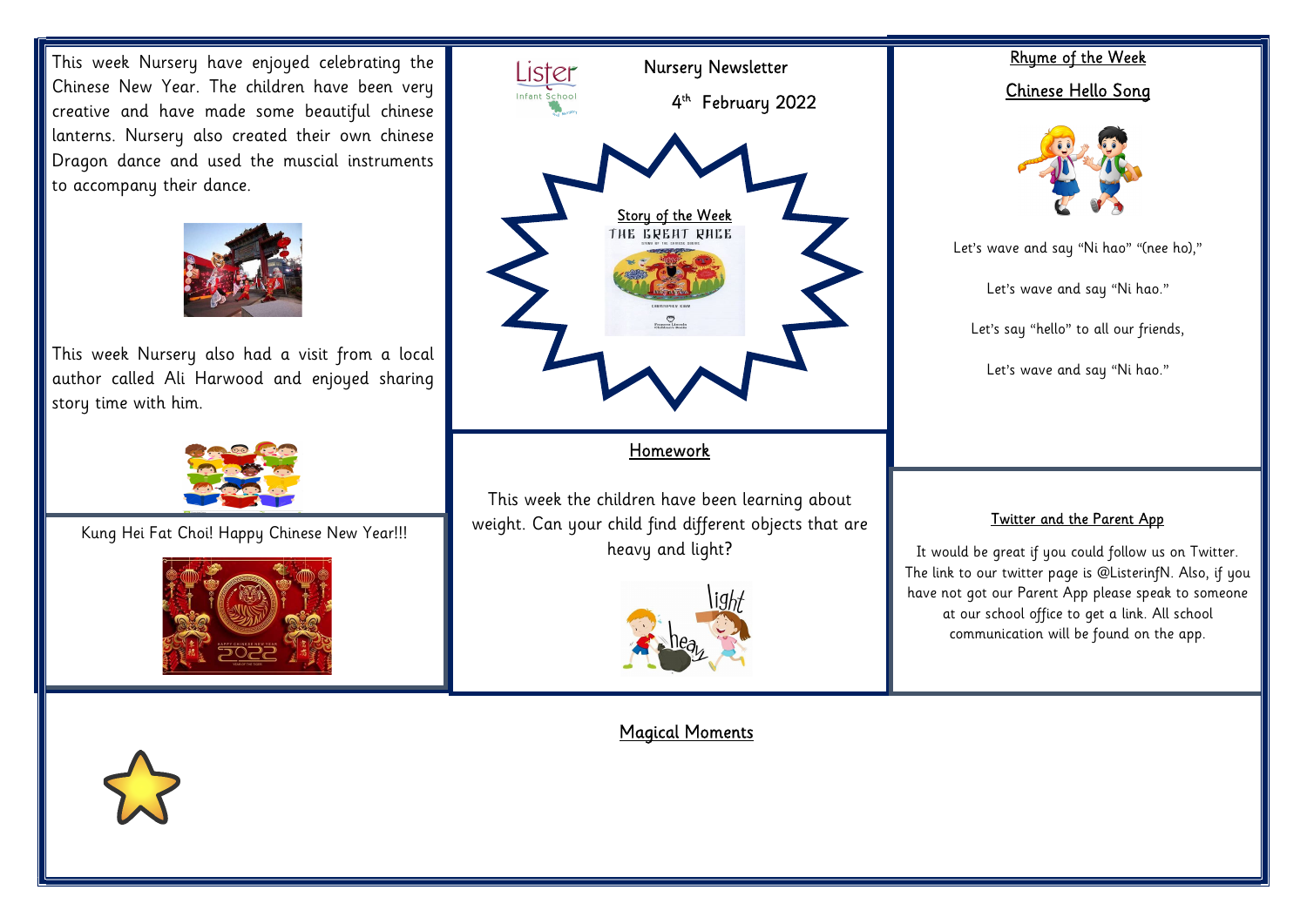# Nursery Newsletter

4th February 2022

This week Nursery have enjoyed celebrating the Chinese New Year. The children have been very creative and have made some beautiful chinese lanterns. Nursery also created their own chinese Dragon dance and used the muscial instruments to accompany their dance.

This week Nursery also had a visit from a local author called Ali Harwood and enjoyed sharing story time with him.

Kung Hei Fat Choi! Happy Chinese New Year!!!

## Story of the Week

THE GREAT RACE

## Homework

This week the children have been learning about weight. Can your child find different objects that are heavy and light?

## Rhyme of the Week

### Chinese Hello Song

Let's wave and say "Ni hao" "(nee ho),"

Let's wave and say "Ni hao."

Let's say "hello" to all our friends,

Let's wave and say "Ni hao."

## Twitter and the Parent App

It would be great if you could follow us on Twitter. The link to our twitter page is @ListerinfN. Also, if you have not got our Parent App please speak to someone at our school office to get a link. All school communication will be found on the app.

## Magical Moments